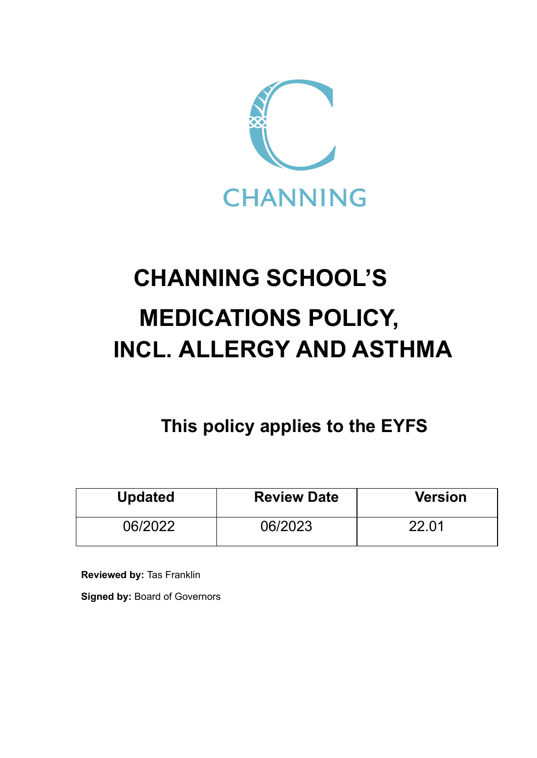CHANNING

# CHANNING SCHOOL'S MEDICATIONS POLICY, INCL. ALLERGY AND ASTHMA

## This policy applies to the EYFS

| Updated | Review Date | Version |
|---|---|---|
| 06/2022 | 06/2023 | 22.01 |

**Reviewed by:** Tas Franklin

**Signed by:** Board of Governors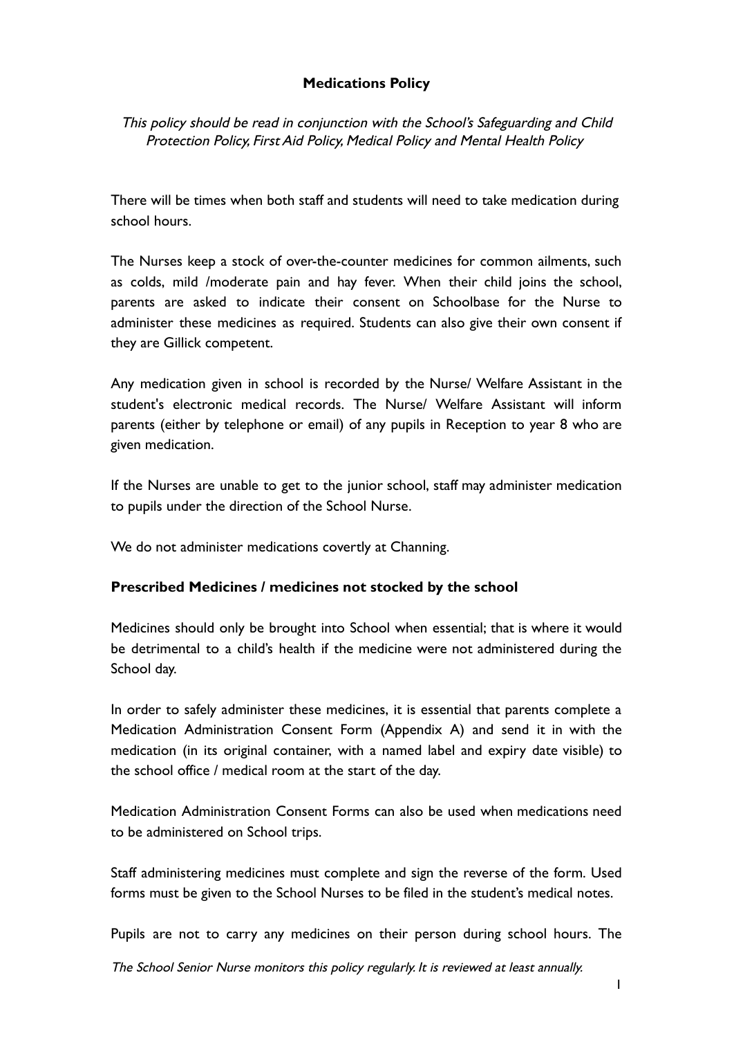# Medications Policy

*This policy should be read in conjunction with the School's Safeguarding and Child Protection Policy, First Aid Policy, Medical Policy and Mental Health Policy*

There will be times when both staff and students will need to take medication during school hours.

The Nurses keep a stock of over-the-counter medicines for common ailments, such as colds, mild /moderate pain and hay fever. When their child joins the school, parents are asked to indicate their consent on Schoolbase for the Nurse to administer these medicines as required. Students can also give their own consent if they are Gillick competent.

Any medication given in school is recorded by the Nurse/ Welfare Assistant in the student's electronic medical records. The Nurse/ Welfare Assistant will inform parents (either by telephone or email) of any pupils in Reception to year 8 who are given medication.

If the Nurses are unable to get to the junior school, staff may administer medication to pupils under the direction of the School Nurse.

We do not administer medications covertly at Channing.

## Prescribed Medicines / medicines not stocked by the school

Medicines should only be brought into School when essential; that is where it would be detrimental to a child's health if the medicine were not administered during the School day.

In order to safely administer these medicines, it is essential that parents complete a Medication Administration Consent Form (Appendix A) and send it in with the medication (in its original container, with a named label and expiry date visible) to the school office / medical room at the start of the day.

Medication Administration Consent Forms can also be used when medications need to be administered on School trips.

Staff administering medicines must complete and sign the reverse of the form. Used forms must be given to the School Nurses to be filed in the student's medical notes.

Pupils are not to carry any medicines on their person during school hours. The

*The School Senior Nurse monitors this policy regularly. It is reviewed at least annually.*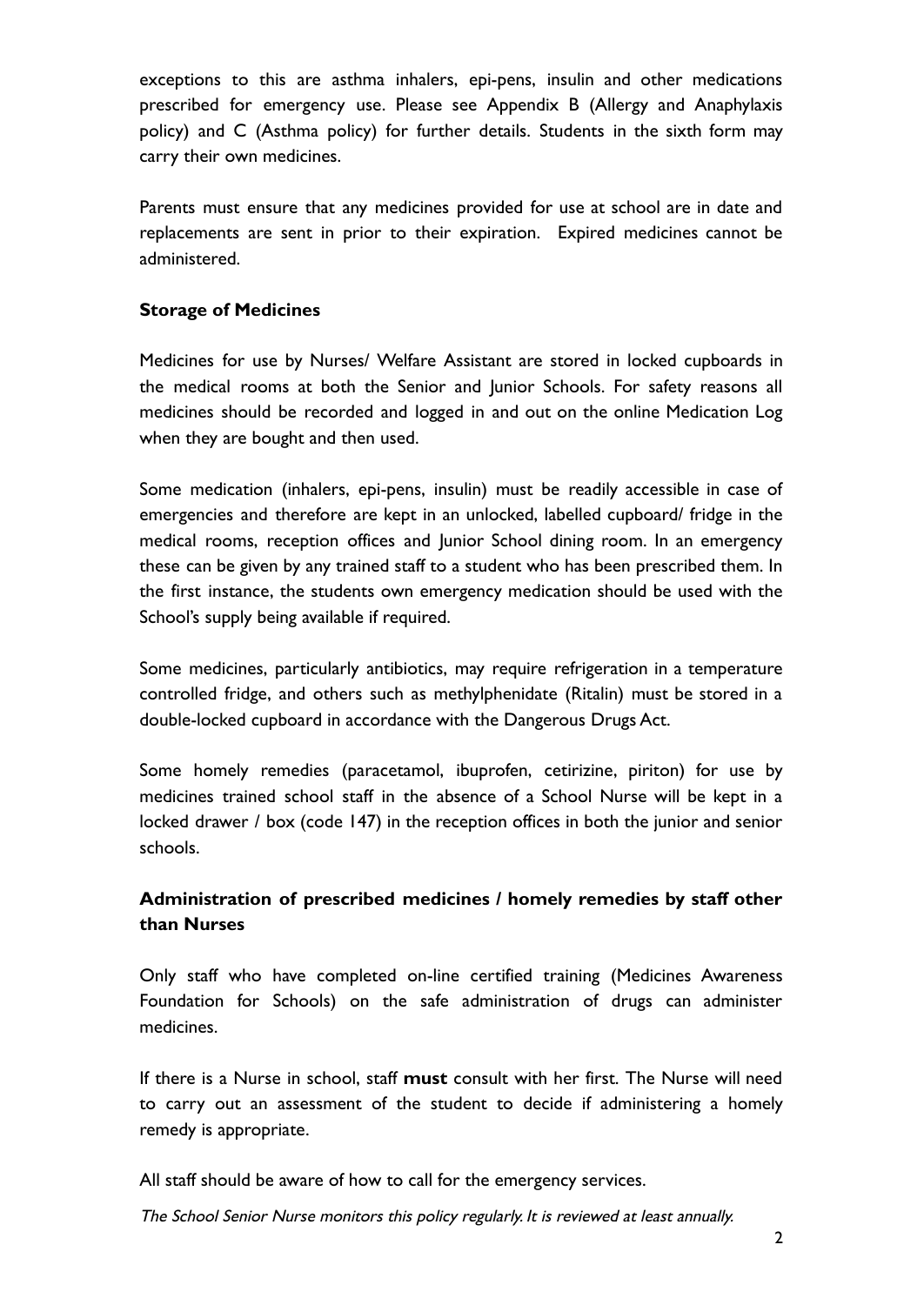exceptions to this are asthma inhalers, epi-pens, insulin and other medications prescribed for emergency use. Please see Appendix B (Allergy and Anaphylaxis policy) and C (Asthma policy) for further details. Students in the sixth form may carry their own medicines.

Parents must ensure that any medicines provided for use at school are in date and replacements are sent in prior to their expiration. Expired medicines cannot be administered.

**Storage of Medicines**

Medicines for use by Nurses/ Welfare Assistant are stored in locked cupboards in the medical rooms at both the Senior and Junior Schools. For safety reasons all medicines should be recorded and logged in and out on the online Medication Log when they are bought and then used.

Some medication (inhalers, epi-pens, insulin) must be readily accessible in case of emergencies and therefore are kept in an unlocked, labelled cupboard/ fridge in the medical rooms, reception offices and Junior School dining room. In an emergency these can be given by any trained staff to a student who has been prescribed them. In the first instance, the students own emergency medication should be used with the School's supply being available if required.

Some medicines, particularly antibiotics, may require refrigeration in a temperature controlled fridge, and others such as methylphenidate (Ritalin) must be stored in a double-locked cupboard in accordance with the Dangerous Drugs Act.

Some homely remedies (paracetamol, ibuprofen, cetirizine, piriton) for use by medicines trained school staff in the absence of a School Nurse will be kept in a locked drawer / box (code 147) in the reception offices in both the junior and senior schools.

**Administration of prescribed medicines / homely remedies by staff other than Nurses**

Only staff who have completed on-line certified training (Medicines Awareness Foundation for Schools) on the safe administration of drugs can administer medicines.

If there is a Nurse in school, staff **must** consult with her first. The Nurse will need to carry out an assessment of the student to decide if administering a homely remedy is appropriate.

All staff should be aware of how to call for the emergency services.

*The School Senior Nurse monitors this policy regularly. It is reviewed at least annually.*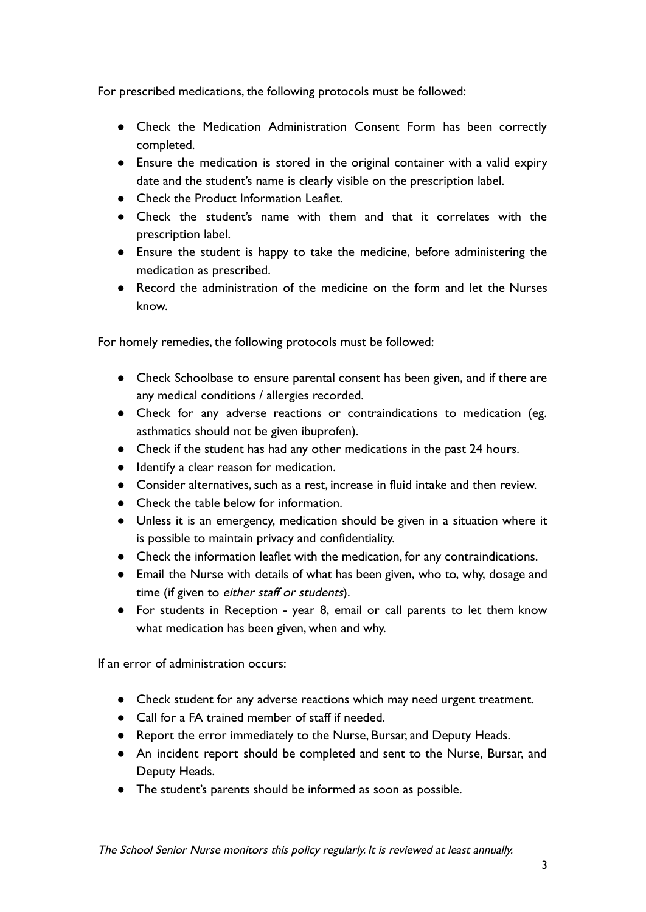For prescribed medications, the following protocols must be followed:

- Check the Medication Administration Consent Form has been correctly completed.
- Ensure the medication is stored in the original container with a valid expiry date and the student's name is clearly visible on the prescription label.
- Check the Product Information Leaflet.
- Check the student's name with them and that it correlates with the prescription label.
- Ensure the student is happy to take the medicine, before administering the medication as prescribed.
- Record the administration of the medicine on the form and let the Nurses know.

For homely remedies, the following protocols must be followed:

- Check Schoolbase to ensure parental consent has been given, and if there are any medical conditions / allergies recorded.
- Check for any adverse reactions or contraindications to medication (eg. asthmatics should not be given ibuprofen).
- Check if the student has had any other medications in the past 24 hours.
- Identify a clear reason for medication.
- Consider alternatives, such as a rest, increase in fluid intake and then review.
- Check the table below for information.
- Unless it is an emergency, medication should be given in a situation where it is possible to maintain privacy and confidentiality.
- Check the information leaflet with the medication, for any contraindications.
- Email the Nurse with details of what has been given, who to, why, dosage and time (if given to *either staff or students*).
- For students in Reception - year 8, email or call parents to let them know what medication has been given, when and why.

If an error of administration occurs:

- Check student for any adverse reactions which may need urgent treatment.
- Call for a FA trained member of staff if needed.
- Report the error immediately to the Nurse, Bursar, and Deputy Heads.
- An incident report should be completed and sent to the Nurse, Bursar, and Deputy Heads.
- The student's parents should be informed as soon as possible.

*The School Senior Nurse monitors this policy regularly. It is reviewed at least annually.*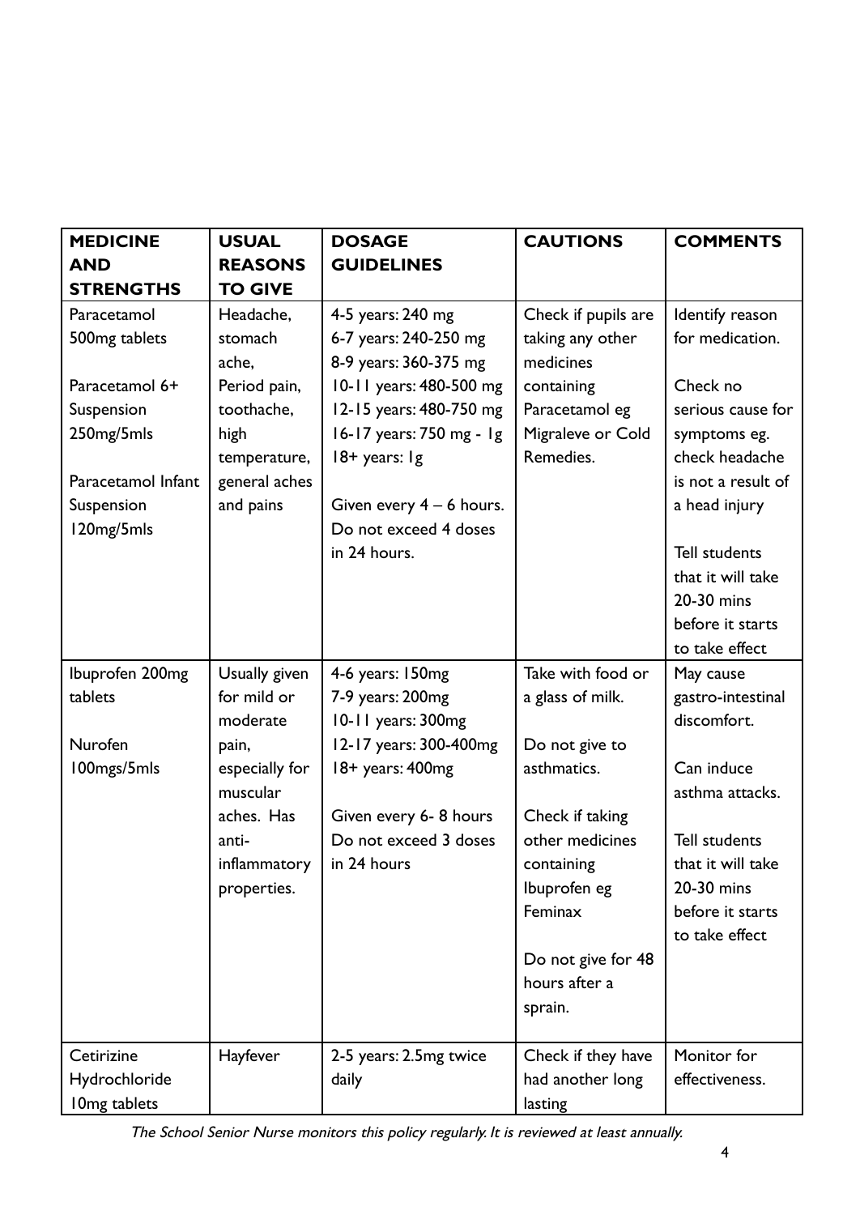| MEDICINE AND STRENGTHS | USUAL REASONS TO GIVE | DOSAGE GUIDELINES | CAUTIONS | COMMENTS |
|---|---|---|---|---|
| Paracetamol 500mg tablets<br><br>Paracetamol 6+ Suspension 250mg/5mls<br><br>Paracetamol Infant Suspension 120mg/5mls | Headache, stomach ache, Period pain, toothache, high temperature, general aches and pains | 4-5 years: 240 mg<br>6-7 years: 240-250 mg<br>8-9 years: 360-375 mg<br>10-11 years: 480-500 mg<br>12-15 years: 480-750 mg<br>16-17 years: 750 mg - 1g<br>18+ years: 1g<br><br>Given every 4 – 6 hours. Do not exceed 4 doses in 24 hours. | Check if pupils are taking any other medicines containing Paracetamol eg Migraleve or Cold Remedies. | Identify reason for medication.<br><br>Check no serious cause for symptoms eg. check headache is not a result of a head injury<br><br>Tell students that it will take 20-30 mins before it starts to take effect |
| Ibuprofen 200mg tablets<br><br>Nurofen 100mgs/5mls | Usually given for mild or moderate pain, especially for muscular aches. Has anti-inflammatory properties. | 4-6 years: 150mg<br>7-9 years: 200mg<br>10-11 years: 300mg<br>12-17 years: 300-400mg<br>18+ years: 400mg<br><br>Given every 6- 8 hours Do not exceed 3 doses in 24 hours | Take with food or a glass of milk.<br><br>Do not give to asthmatics.<br><br>Check if taking other medicines containing Ibuprofen eg Feminax<br><br>Do not give for 48 hours after a sprain. | May cause gastro-intestinal discomfort.<br><br>Can induce asthma attacks.<br><br>Tell students that it will take 20-30 mins before it starts to take effect |
| Cetirizine Hydrochloride 10mg tablets | Hayfever | 2-5 years: 2.5mg twice daily | Check if they have had another long lasting | Monitor for effectiveness. |

*The School Senior Nurse monitors this policy regularly. It is reviewed at least annually.*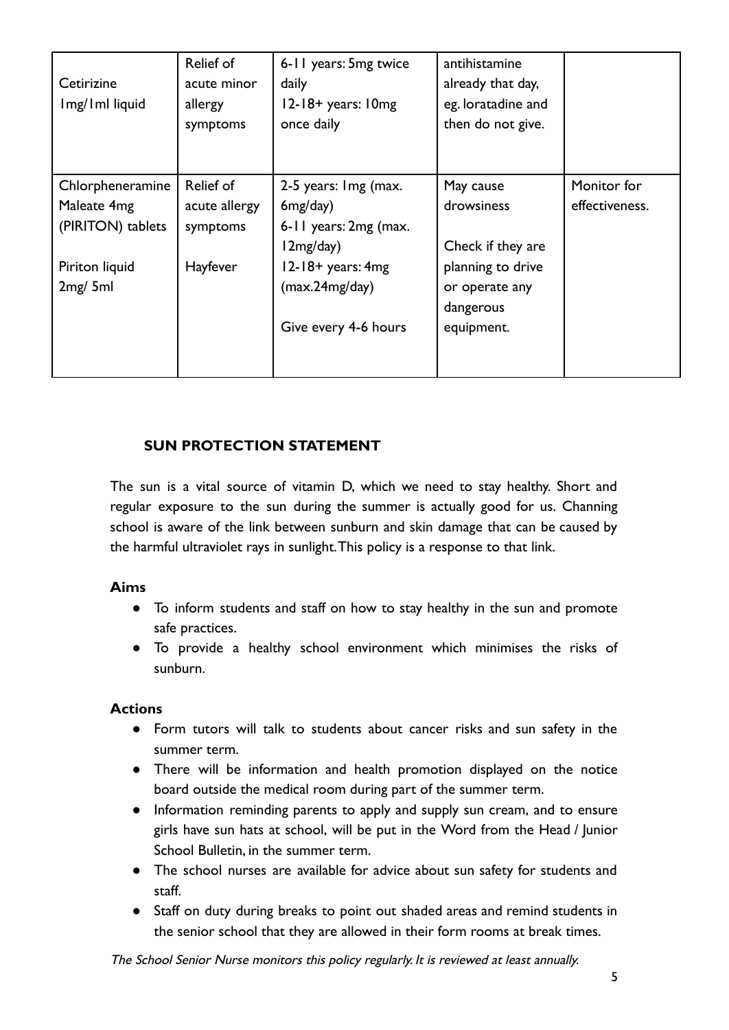| | | | | |
|---|---|---|---|---|
| Cetirizine 1mg/1ml liquid | Relief of acute minor allergy symptoms | 6-11 years: 5mg twice daily<br>12-18+ years: 10mg once daily | antihistamine already that day, eg. loratadine and then do not give. | |
| Chlorpheneramine Maleate 4mg (PIRITON) tablets<br><br>Piriton liquid 2mg/ 5ml | Relief of acute allergy symptoms<br><br>Hayfever | 2-5 years: 1mg (max. 6mg/day)<br>6-11 years: 2mg (max. 12mg/day)<br>12-18+ years: 4mg (max.24mg/day)<br><br>Give every 4-6 hours | May cause drowsiness<br><br>Check if they are planning to drive or operate any dangerous equipment. | Monitor for effectiveness. |

## SUN PROTECTION STATEMENT

The sun is a vital source of vitamin D, which we need to stay healthy. Short and regular exposure to the sun during the summer is actually good for us. Channing school is aware of the link between sunburn and skin damage that can be caused by the harmful ultraviolet rays in sunlight. This policy is a response to that link.

### Aims

- To inform students and staff on how to stay healthy in the sun and promote safe practices.
- To provide a healthy school environment which minimises the risks of sunburn.

### Actions

- Form tutors will talk to students about cancer risks and sun safety in the summer term.
- There will be information and health promotion displayed on the notice board outside the medical room during part of the summer term.
- Information reminding parents to apply and supply sun cream, and to ensure girls have sun hats at school, will be put in the Word from the Head / Junior School Bulletin, in the summer term.
- The school nurses are available for advice about sun safety for students and staff.
- Staff on duty during breaks to point out shaded areas and remind students in the senior school that they are allowed in their form rooms at break times.

*The School Senior Nurse monitors this policy regularly. It is reviewed at least annually.*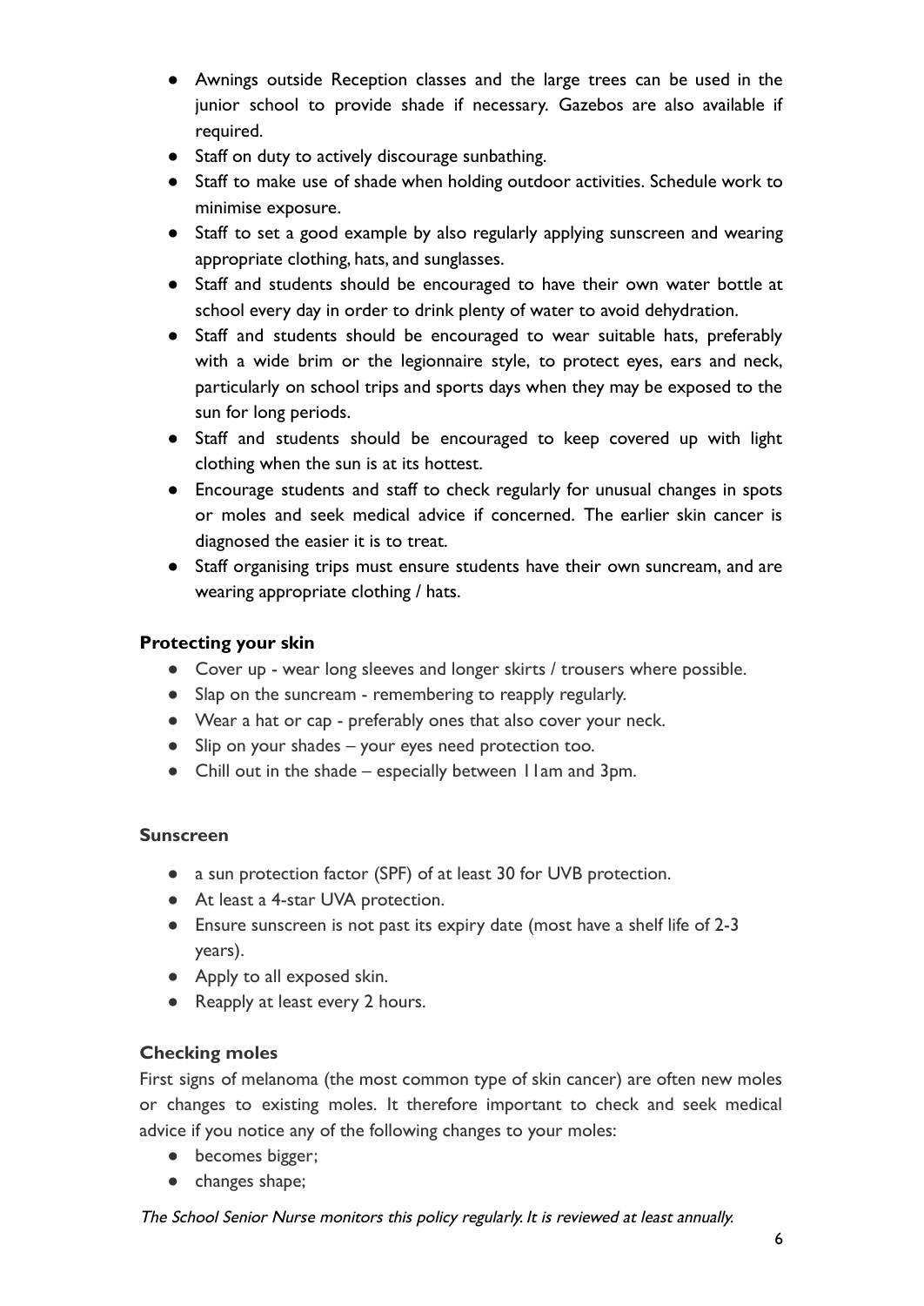- Awnings outside Reception classes and the large trees can be used in the junior school to provide shade if necessary. Gazebos are also available if required.
- Staff on duty to actively discourage sunbathing.
- Staff to make use of shade when holding outdoor activities. Schedule work to minimise exposure.
- Staff to set a good example by also regularly applying sunscreen and wearing appropriate clothing, hats, and sunglasses.
- Staff and students should be encouraged to have their own water bottle at school every day in order to drink plenty of water to avoid dehydration.
- Staff and students should be encouraged to wear suitable hats, preferably with a wide brim or the legionnaire style, to protect eyes, ears and neck, particularly on school trips and sports days when they may be exposed to the sun for long periods.
- Staff and students should be encouraged to keep covered up with light clothing when the sun is at its hottest.
- Encourage students and staff to check regularly for unusual changes in spots or moles and seek medical advice if concerned. The earlier skin cancer is diagnosed the easier it is to treat.
- Staff organising trips must ensure students have their own suncream, and are wearing appropriate clothing / hats.

### Protecting your skin

- Cover up - wear long sleeves and longer skirts / trousers where possible.
- Slap on the suncream - remembering to reapply regularly.
- Wear a hat or cap - preferably ones that also cover your neck.
- Slip on your shades – your eyes need protection too.
- Chill out in the shade – especially between 11am and 3pm.

### Sunscreen

- a sun protection factor (SPF) of at least 30 for UVB protection.
- At least a 4-star UVA protection.
- Ensure sunscreen is not past its expiry date (most have a shelf life of 2-3 years).
- Apply to all exposed skin.
- Reapply at least every 2 hours.

### Checking moles

First signs of melanoma (the most common type of skin cancer) are often new moles or changes to existing moles. It therefore important to check and seek medical advice if you notice any of the following changes to your moles:

- becomes bigger;
- changes shape;

*The School Senior Nurse monitors this policy regularly. It is reviewed at least annually.*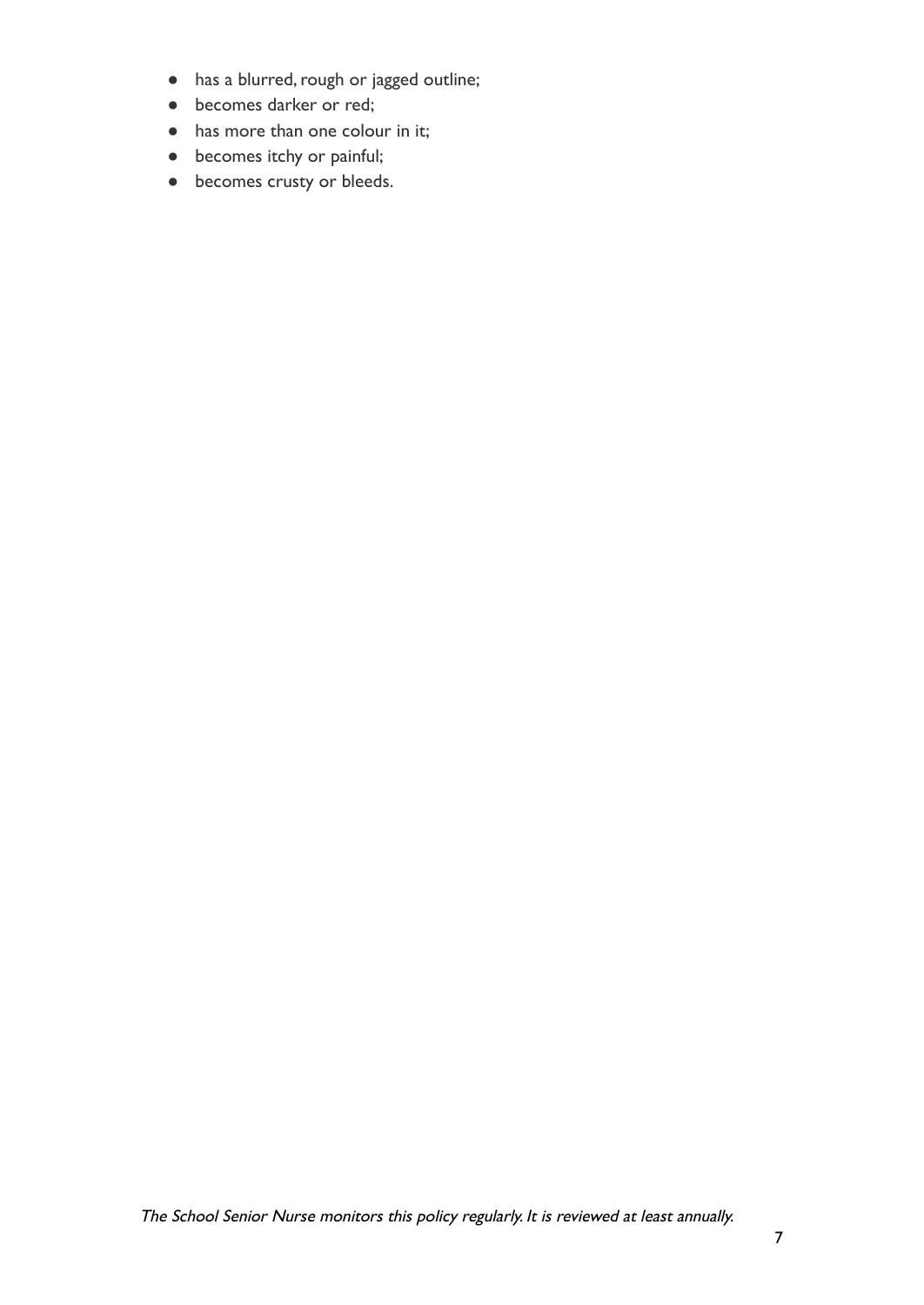- has a blurred, rough or jagged outline;
- becomes darker or red;
- has more than one colour in it;
- becomes itchy or painful;
- becomes crusty or bleeds.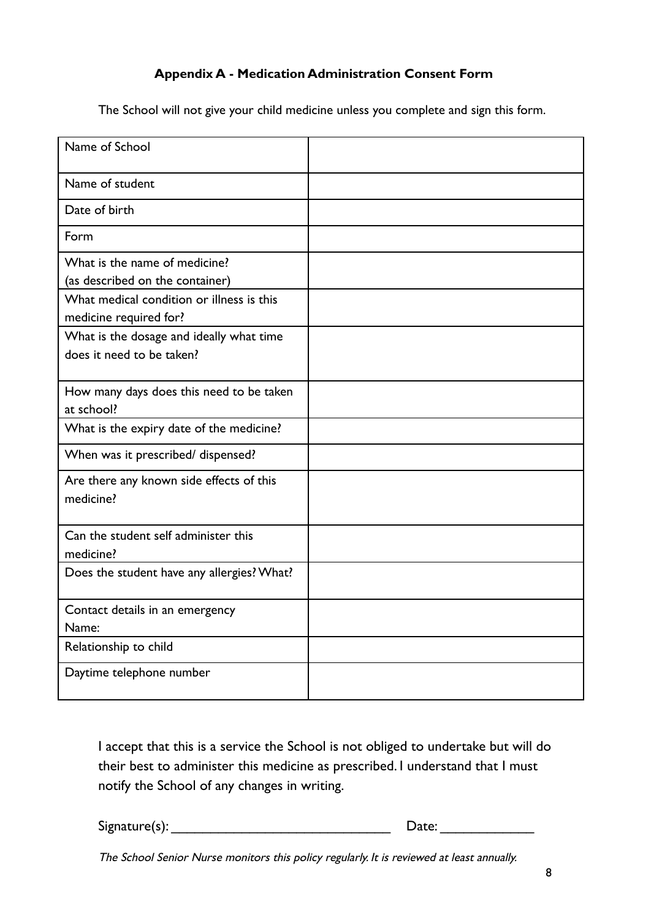**Appendix A - Medication Administration Consent Form**

The School will not give your child medicine unless you complete and sign this form.

| | |
|---|---|
| Name of School | |
| Name of student | |
| Date of birth | |
| Form | |
| What is the name of medicine? (as described on the container) | |
| What medical condition or illness is this medicine required for? | |
| What is the dosage and ideally what time does it need to be taken? | |
| How many days does this need to be taken at school? | |
| What is the expiry date of the medicine? | |
| When was it prescribed/ dispensed? | |
| Are there any known side effects of this medicine? | |
| Can the student self administer this medicine? | |
| Does the student have any allergies? What? | |
| Contact details in an emergency Name: | |
| Relationship to child | |
| Daytime telephone number | |

I accept that this is a service the School is not obliged to undertake but will do their best to administer this medicine as prescribed. I understand that I must notify the School of any changes in writing.

Signature(s): ______________________________ Date: _____________

*The School Senior Nurse monitors this policy regularly. It is reviewed at least annually.*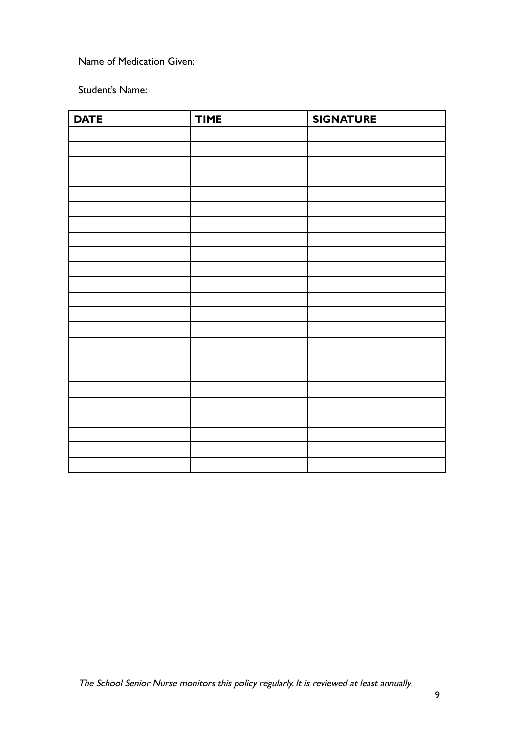Name of Medication Given:

Student's Name:

| DATE | TIME | SIGNATURE |
| --- | --- | --- |
| | | |
| | | |
| | | |
| | | |
| | | |
| | | |
| | | |
| | | |
| | | |
| | | |
| | | |
| | | |
| | | |
| | | |
| | | |
| | | |
| | | |
| | | |
| | | |
| | | |
| | | |
| | | |
| | | |

*The School Senior Nurse monitors this policy regularly. It is reviewed at least annually.*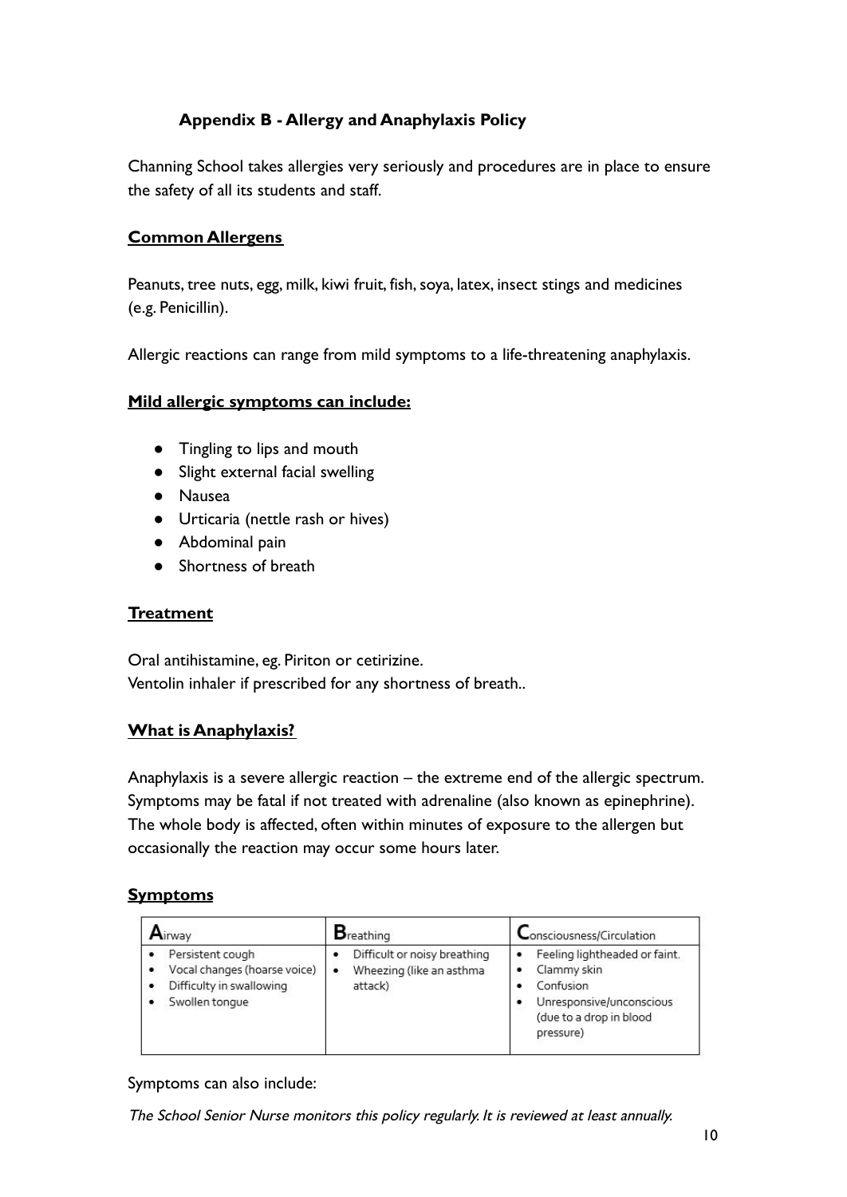## Appendix B - Allergy and Anaphylaxis Policy

Channing School takes allergies very seriously and procedures are in place to ensure the safety of all its students and staff.

### Common Allergens

Peanuts, tree nuts, egg, milk, kiwi fruit, fish, soya, latex, insect stings and medicines (e.g. Penicillin).

Allergic reactions can range from mild symptoms to a life-threatening anaphylaxis.

### Mild allergic symptoms can include:

- Tingling to lips and mouth
- Slight external facial swelling
- Nausea
- Urticaria (nettle rash or hives)
- Abdominal pain
- Shortness of breath

### Treatment

Oral antihistamine, eg. Piriton or cetirizine.
Ventolin inhaler if prescribed for any shortness of breath..

### What is Anaphylaxis?

Anaphylaxis is a severe allergic reaction – the extreme end of the allergic spectrum. Symptoms may be fatal if not treated with adrenaline (also known as epinephrine). The whole body is affected, often within minutes of exposure to the allergen but occasionally the reaction may occur some hours later.

### Symptoms

| Airway | Breathing | Consciousness/Circulation |
|---|---|---|
| • Persistent cough<br>• Vocal changes (hoarse voice)<br>• Difficulty in swallowing<br>• Swollen tongue | • Difficult or noisy breathing<br>• Wheezing (like an asthma attack) | • Feeling lightheaded or faint.<br>• Clammy skin<br>• Confusion<br>• Unresponsive/unconscious (due to a drop in blood pressure) |

Symptoms can also include:

*The School Senior Nurse monitors this policy regularly. It is reviewed at least annually.*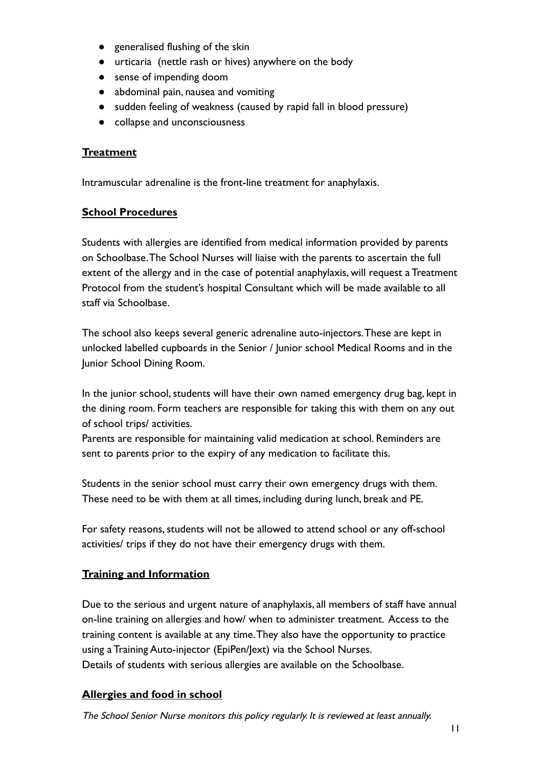- generalised flushing of the skin
- urticaria (nettle rash or hives) anywhere on the body
- sense of impending doom
- abdominal pain, nausea and vomiting
- sudden feeling of weakness (caused by rapid fall in blood pressure)
- collapse and unconsciousness

**Treatment**

Intramuscular adrenaline is the front-line treatment for anaphylaxis.

**School Procedures**

Students with allergies are identified from medical information provided by parents on Schoolbase. The School Nurses will liaise with the parents to ascertain the full extent of the allergy and in the case of potential anaphylaxis, will request a Treatment Protocol from the student's hospital Consultant which will be made available to all staff via Schoolbase.

The school also keeps several generic adrenaline auto-injectors. These are kept in unlocked labelled cupboards in the Senior / Junior school Medical Rooms and in the Junior School Dining Room.

In the junior school, students will have their own named emergency drug bag, kept in the dining room. Form teachers are responsible for taking this with them on any out of school trips/ activities.
Parents are responsible for maintaining valid medication at school. Reminders are sent to parents prior to the expiry of any medication to facilitate this.

Students in the senior school must carry their own emergency drugs with them. These need to be with them at all times, including during lunch, break and PE.

For safety reasons, students will not be allowed to attend school or any off-school activities/ trips if they do not have their emergency drugs with them.

**Training and Information**

Due to the serious and urgent nature of anaphylaxis, all members of staff have annual on-line training on allergies and how/ when to administer treatment. Access to the training content is available at any time. They also have the opportunity to practice using a Training Auto-injector (EpiPen/Jext) via the School Nurses.
Details of students with serious allergies are available on the Schoolbase.

**Allergies and food in school**

*The School Senior Nurse monitors this policy regularly. It is reviewed at least annually.*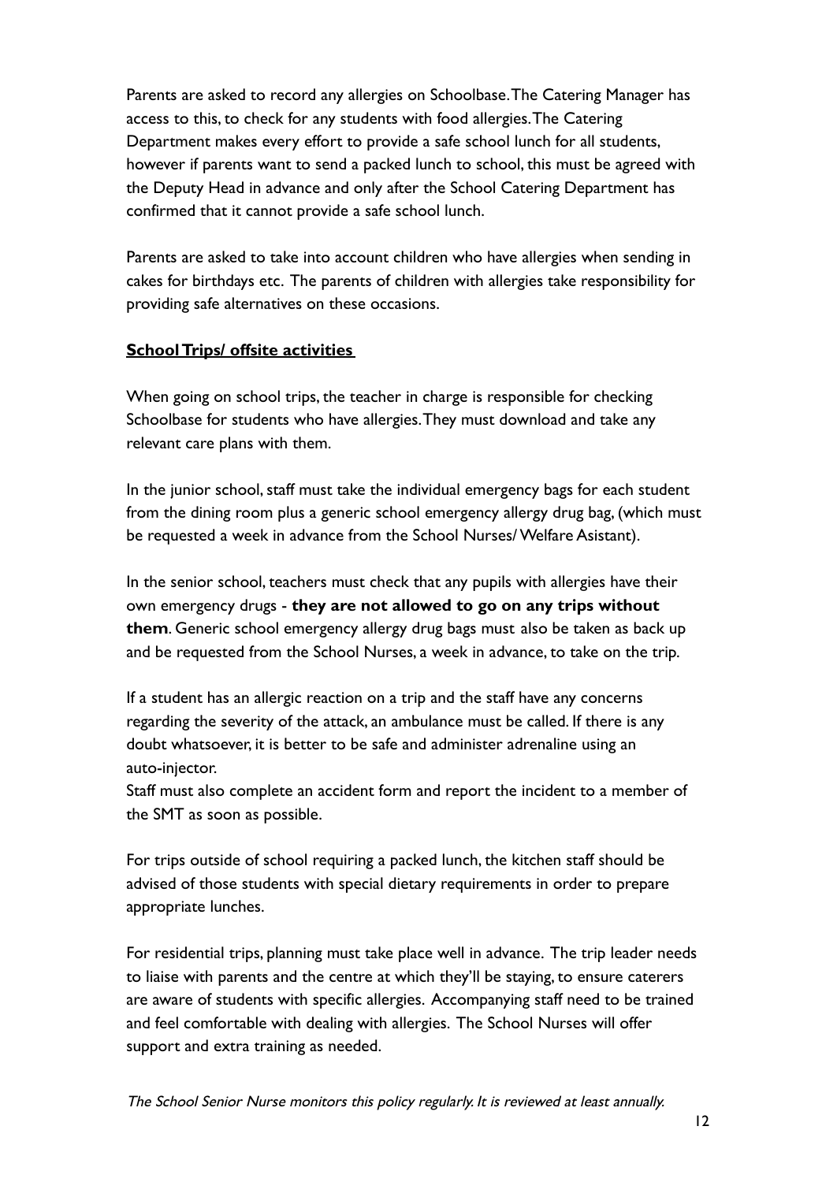Parents are asked to record any allergies on Schoolbase. The Catering Manager has access to this, to check for any students with food allergies. The Catering Department makes every effort to provide a safe school lunch for all students, however if parents want to send a packed lunch to school, this must be agreed with the Deputy Head in advance and only after the School Catering Department has confirmed that it cannot provide a safe school lunch.

Parents are asked to take into account children who have allergies when sending in cakes for birthdays etc. The parents of children with allergies take responsibility for providing safe alternatives on these occasions.

**School Trips/ offsite activities**

When going on school trips, the teacher in charge is responsible for checking Schoolbase for students who have allergies. They must download and take any relevant care plans with them.

In the junior school, staff must take the individual emergency bags for each student from the dining room plus a generic school emergency allergy drug bag, (which must be requested a week in advance from the School Nurses/ Welfare Asistant).

In the senior school, teachers must check that any pupils with allergies have their own emergency drugs - **they are not allowed to go on any trips without them**. Generic school emergency allergy drug bags must also be taken as back up and be requested from the School Nurses, a week in advance, to take on the trip.

If a student has an allergic reaction on a trip and the staff have any concerns regarding the severity of the attack, an ambulance must be called. If there is any doubt whatsoever, it is better to be safe and administer adrenaline using an auto-injector.
Staff must also complete an accident form and report the incident to a member of the SMT as soon as possible.

For trips outside of school requiring a packed lunch, the kitchen staff should be advised of those students with special dietary requirements in order to prepare appropriate lunches.

For residential trips, planning must take place well in advance. The trip leader needs to liaise with parents and the centre at which they'll be staying, to ensure caterers are aware of students with specific allergies. Accompanying staff need to be trained and feel comfortable with dealing with allergies. The School Nurses will offer support and extra training as needed.

*The School Senior Nurse monitors this policy regularly. It is reviewed at least annually.*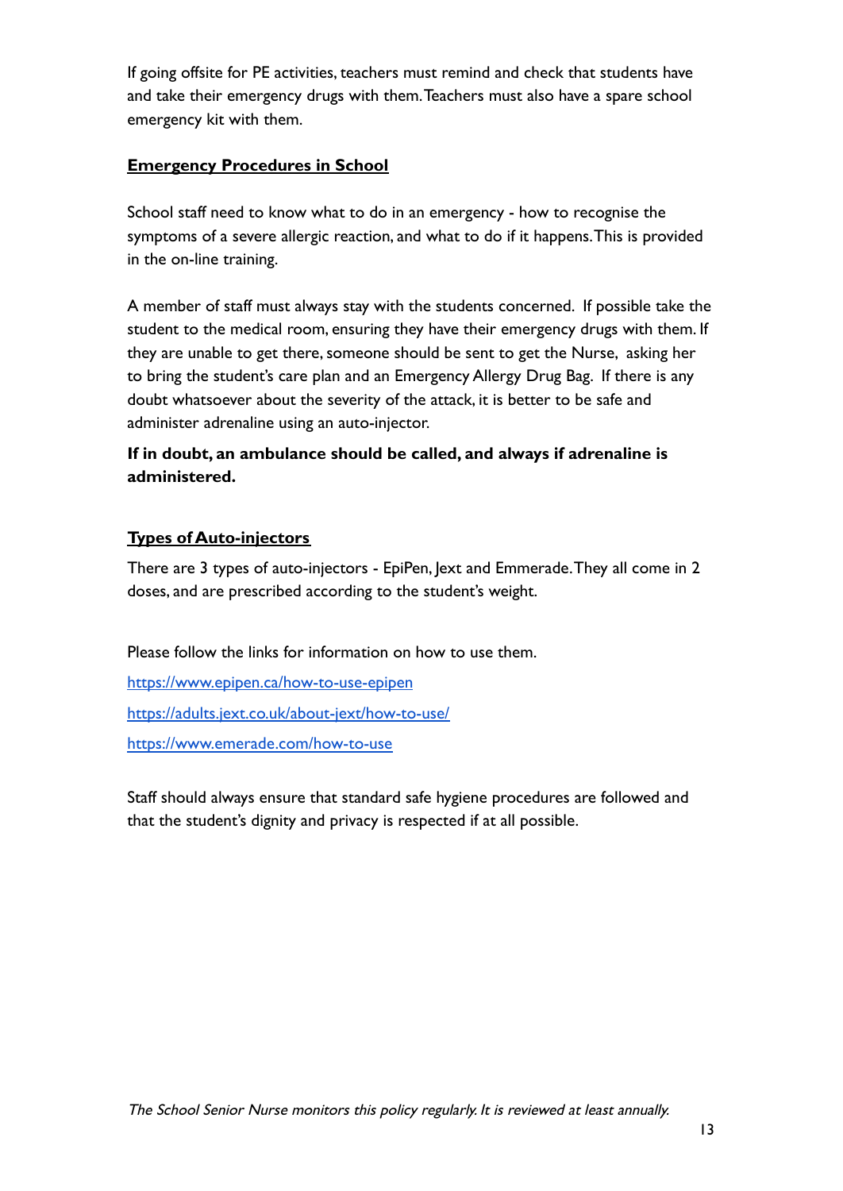If going offsite for PE activities, teachers must remind and check that students have and take their emergency drugs with them. Teachers must also have a spare school emergency kit with them.

## Emergency Procedures in School

School staff need to know what to do in an emergency - how to recognise the symptoms of a severe allergic reaction, and what to do if it happens. This is provided in the on-line training.

A member of staff must always stay with the students concerned. If possible take the student to the medical room, ensuring they have their emergency drugs with them. If they are unable to get there, someone should be sent to get the Nurse, asking her to bring the student's care plan and an Emergency Allergy Drug Bag. If there is any doubt whatsoever about the severity of the attack, it is better to be safe and administer adrenaline using an auto-injector.

**If in doubt, an ambulance should be called, and always if adrenaline is administered.**

## Types of Auto-injectors

There are 3 types of auto-injectors - EpiPen, Jext and Emmerade. They all come in 2 doses, and are prescribed according to the student's weight.

Please follow the links for information on how to use them.

https://www.epipen.ca/how-to-use-epipen

https://adults.jext.co.uk/about-jext/how-to-use/

https://www.emerade.com/how-to-use

Staff should always ensure that standard safe hygiene procedures are followed and that the student's dignity and privacy is respected if at all possible.

*The School Senior Nurse monitors this policy regularly. It is reviewed at least annually.*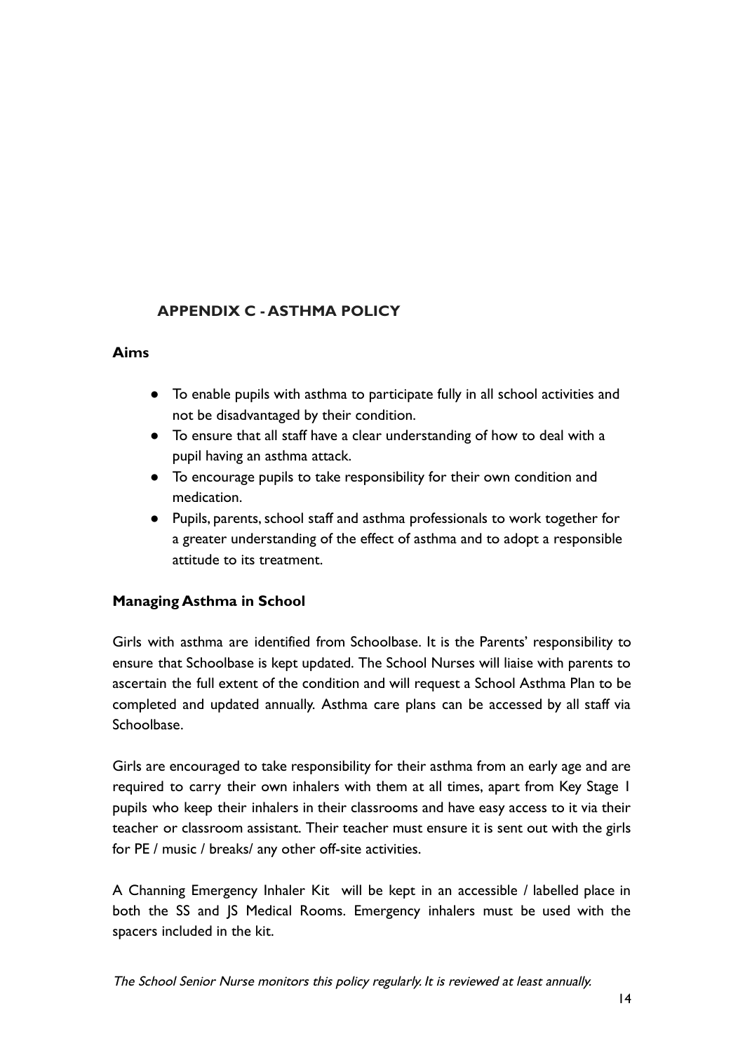## APPENDIX C - ASTHMA POLICY

### Aims

- To enable pupils with asthma to participate fully in all school activities and not be disadvantaged by their condition.
- To ensure that all staff have a clear understanding of how to deal with a pupil having an asthma attack.
- To encourage pupils to take responsibility for their own condition and medication.
- Pupils, parents, school staff and asthma professionals to work together for a greater understanding of the effect of asthma and to adopt a responsible attitude to its treatment.

### Managing Asthma in School

Girls with asthma are identified from Schoolbase. It is the Parents' responsibility to ensure that Schoolbase is kept updated. The School Nurses will liaise with parents to ascertain the full extent of the condition and will request a School Asthma Plan to be completed and updated annually. Asthma care plans can be accessed by all staff via Schoolbase.

Girls are encouraged to take responsibility for their asthma from an early age and are required to carry their own inhalers with them at all times, apart from Key Stage 1 pupils who keep their inhalers in their classrooms and have easy access to it via their teacher or classroom assistant. Their teacher must ensure it is sent out with the girls for PE / music / breaks/ any other off-site activities.

A Channing Emergency Inhaler Kit will be kept in an accessible / labelled place in both the SS and JS Medical Rooms. Emergency inhalers must be used with the spacers included in the kit.

*The School Senior Nurse monitors this policy regularly. It is reviewed at least annually.*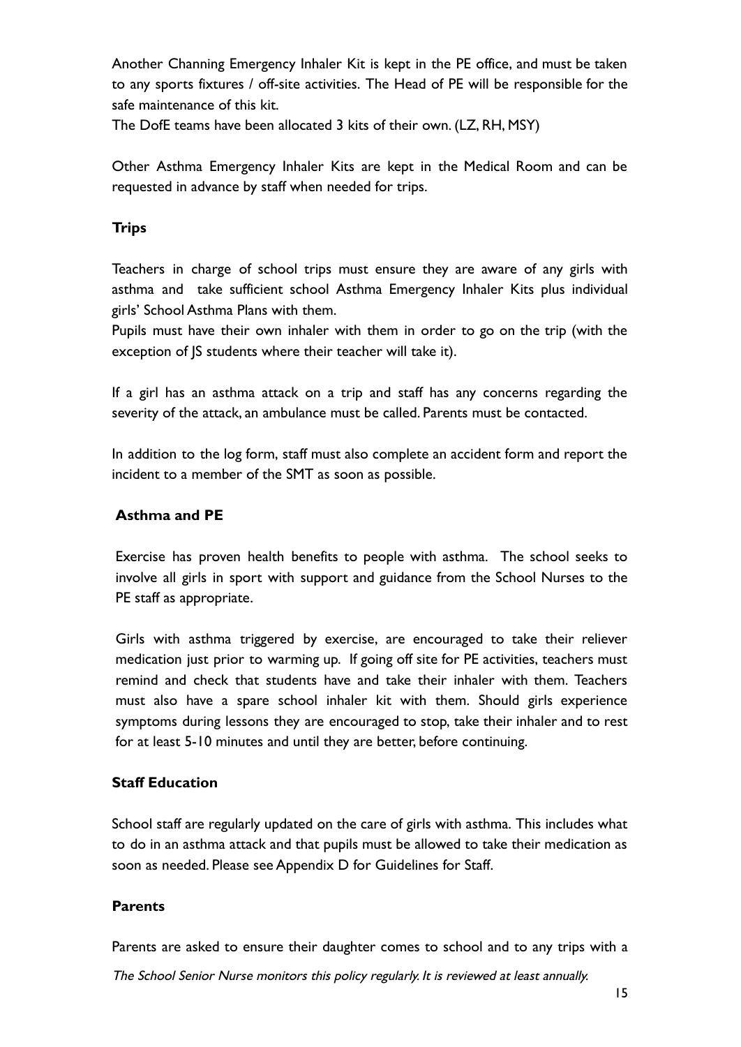Another Channing Emergency Inhaler Kit is kept in the PE office, and must be taken to any sports fixtures / off-site activities. The Head of PE will be responsible for the safe maintenance of this kit.

The DofE teams have been allocated 3 kits of their own. (LZ, RH, MSY)

Other Asthma Emergency Inhaler Kits are kept in the Medical Room and can be requested in advance by staff when needed for trips.

**Trips**

Teachers in charge of school trips must ensure they are aware of any girls with asthma and take sufficient school Asthma Emergency Inhaler Kits plus individual girls' School Asthma Plans with them.

Pupils must have their own inhaler with them in order to go on the trip (with the exception of JS students where their teacher will take it).

If a girl has an asthma attack on a trip and staff has any concerns regarding the severity of the attack, an ambulance must be called. Parents must be contacted.

In addition to the log form, staff must also complete an accident form and report the incident to a member of the SMT as soon as possible.

**Asthma and PE**

Exercise has proven health benefits to people with asthma. The school seeks to involve all girls in sport with support and guidance from the School Nurses to the PE staff as appropriate.

Girls with asthma triggered by exercise, are encouraged to take their reliever medication just prior to warming up. If going off site for PE activities, teachers must remind and check that students have and take their inhaler with them. Teachers must also have a spare school inhaler kit with them. Should girls experience symptoms during lessons they are encouraged to stop, take their inhaler and to rest for at least 5-10 minutes and until they are better, before continuing.

**Staff Education**

School staff are regularly updated on the care of girls with asthma. This includes what to do in an asthma attack and that pupils must be allowed to take their medication as soon as needed. Please see Appendix D for Guidelines for Staff.

**Parents**

Parents are asked to ensure their daughter comes to school and to any trips with a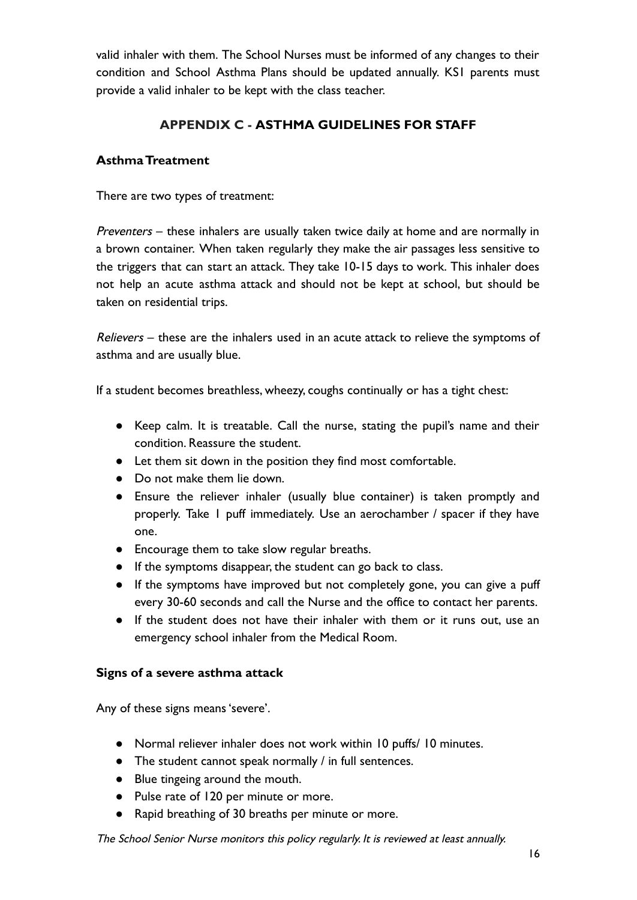valid inhaler with them. The School Nurses must be informed of any changes to their condition and School Asthma Plans should be updated annually. KS1 parents must provide a valid inhaler to be kept with the class teacher.

## APPENDIX C - ASTHMA GUIDELINES FOR STAFF

**Asthma Treatment**

There are two types of treatment:

*Preventers* – these inhalers are usually taken twice daily at home and are normally in a brown container. When taken regularly they make the air passages less sensitive to the triggers that can start an attack. They take 10-15 days to work. This inhaler does not help an acute asthma attack and should not be kept at school, but should be taken on residential trips.

*Relievers* – these are the inhalers used in an acute attack to relieve the symptoms of asthma and are usually blue.

If a student becomes breathless, wheezy, coughs continually or has a tight chest:

- Keep calm. It is treatable. Call the nurse, stating the pupil's name and their condition. Reassure the student.
- Let them sit down in the position they find most comfortable.
- Do not make them lie down.
- Ensure the reliever inhaler (usually blue container) is taken promptly and properly. Take 1 puff immediately. Use an aerochamber / spacer if they have one.
- Encourage them to take slow regular breaths.
- If the symptoms disappear, the student can go back to class.
- If the symptoms have improved but not completely gone, you can give a puff every 30-60 seconds and call the Nurse and the office to contact her parents.
- If the student does not have their inhaler with them or it runs out, use an emergency school inhaler from the Medical Room.

**Signs of a severe asthma attack**

Any of these signs means 'severe'.

- Normal reliever inhaler does not work within 10 puffs/ 10 minutes.
- The student cannot speak normally / in full sentences.
- Blue tingeing around the mouth.
- Pulse rate of 120 per minute or more.
- Rapid breathing of 30 breaths per minute or more.

*The School Senior Nurse monitors this policy regularly. It is reviewed at least annually.*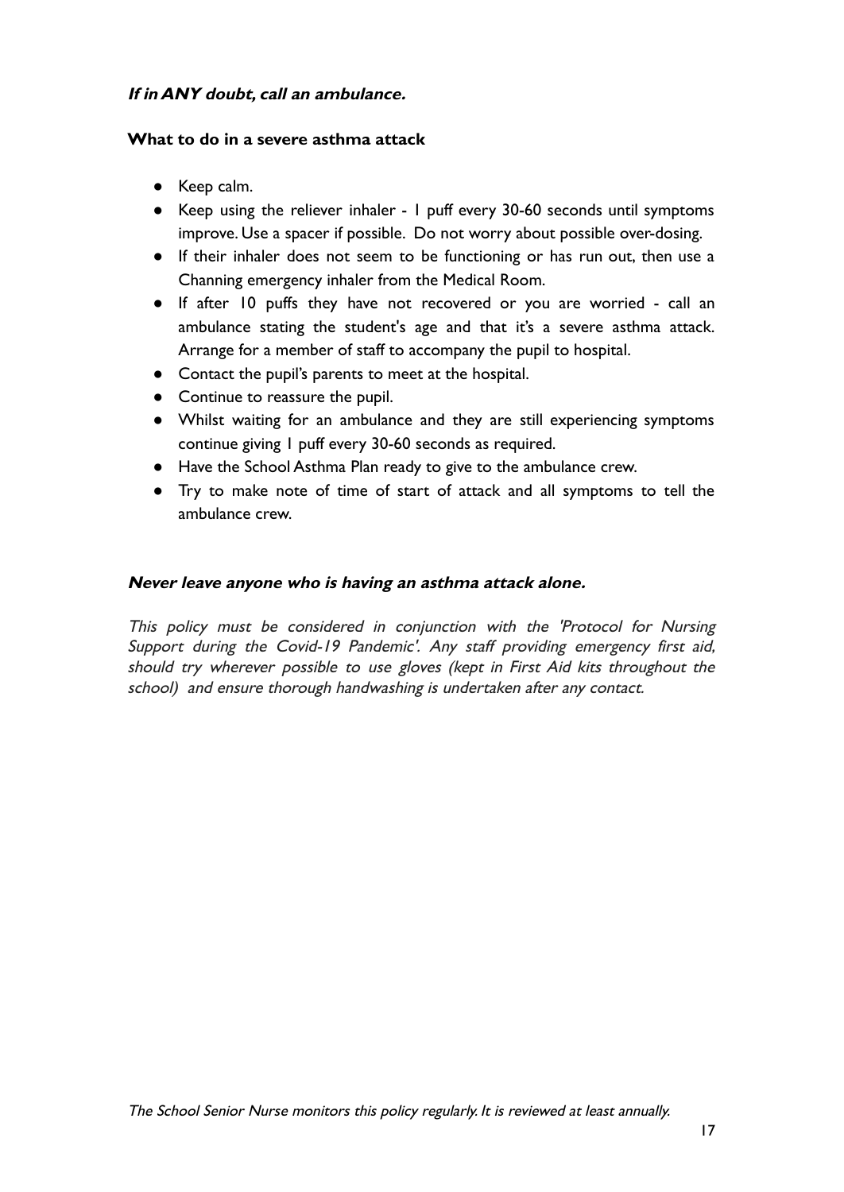***If in ANY doubt, call an ambulance.***

**What to do in a severe asthma attack**

- Keep calm.
- Keep using the reliever inhaler - 1 puff every 30-60 seconds until symptoms improve. Use a spacer if possible. Do not worry about possible over-dosing.
- If their inhaler does not seem to be functioning or has run out, then use a Channing emergency inhaler from the Medical Room.
- If after 10 puffs they have not recovered or you are worried - call an ambulance stating the student's age and that it's a severe asthma attack. Arrange for a member of staff to accompany the pupil to hospital.
- Contact the pupil's parents to meet at the hospital.
- Continue to reassure the pupil.
- Whilst waiting for an ambulance and they are still experiencing symptoms continue giving 1 puff every 30-60 seconds as required.
- Have the School Asthma Plan ready to give to the ambulance crew.
- Try to make note of time of start of attack and all symptoms to tell the ambulance crew.

***Never leave anyone who is having an asthma attack alone.***

*This policy must be considered in conjunction with the 'Protocol for Nursing Support during the Covid-19 Pandemic'. Any staff providing emergency first aid, should try wherever possible to use gloves (kept in First Aid kits throughout the school) and ensure thorough handwashing is undertaken after any contact.*